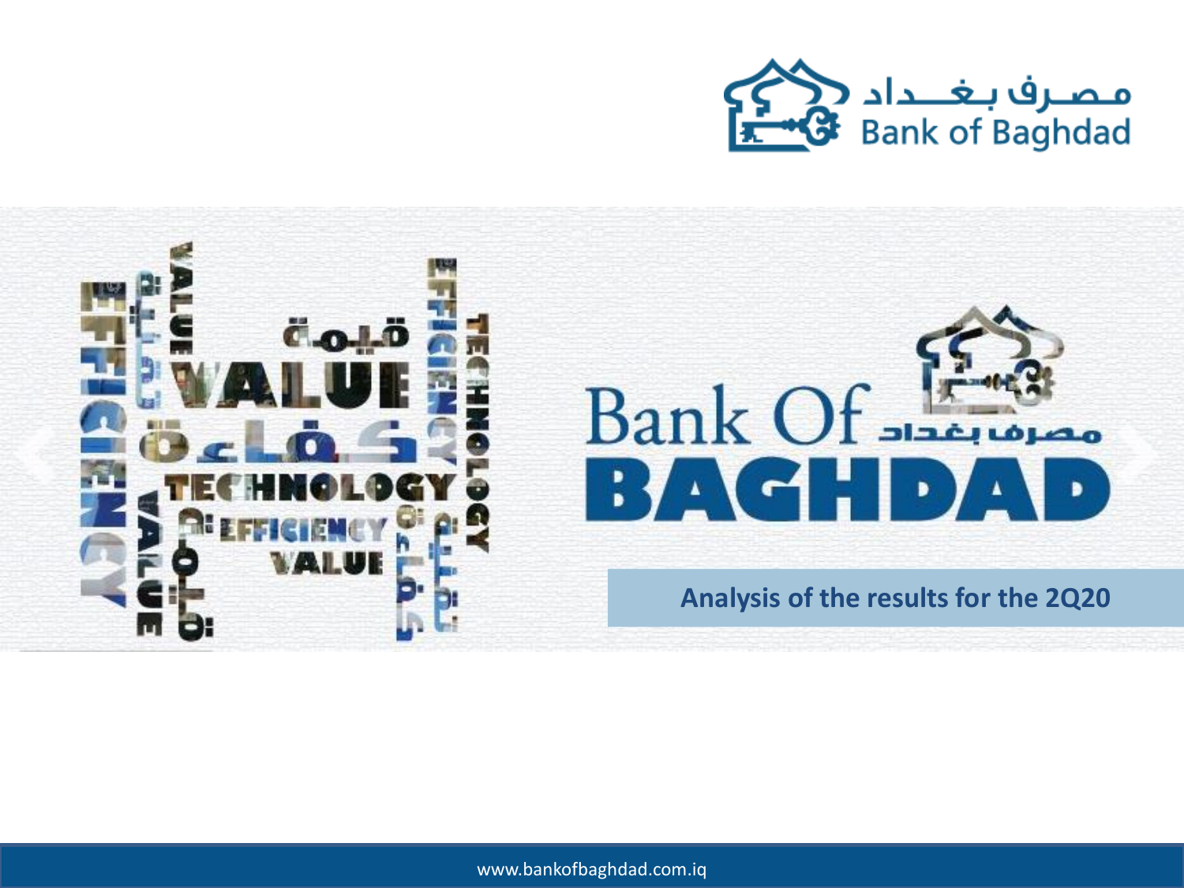مصرف بغداد
Bank of Baghdad

# Bank Of BAGHDAD

مصرف بغداد

## Analysis of the results for the 2Q20

www.bankofbaghdad.com.iq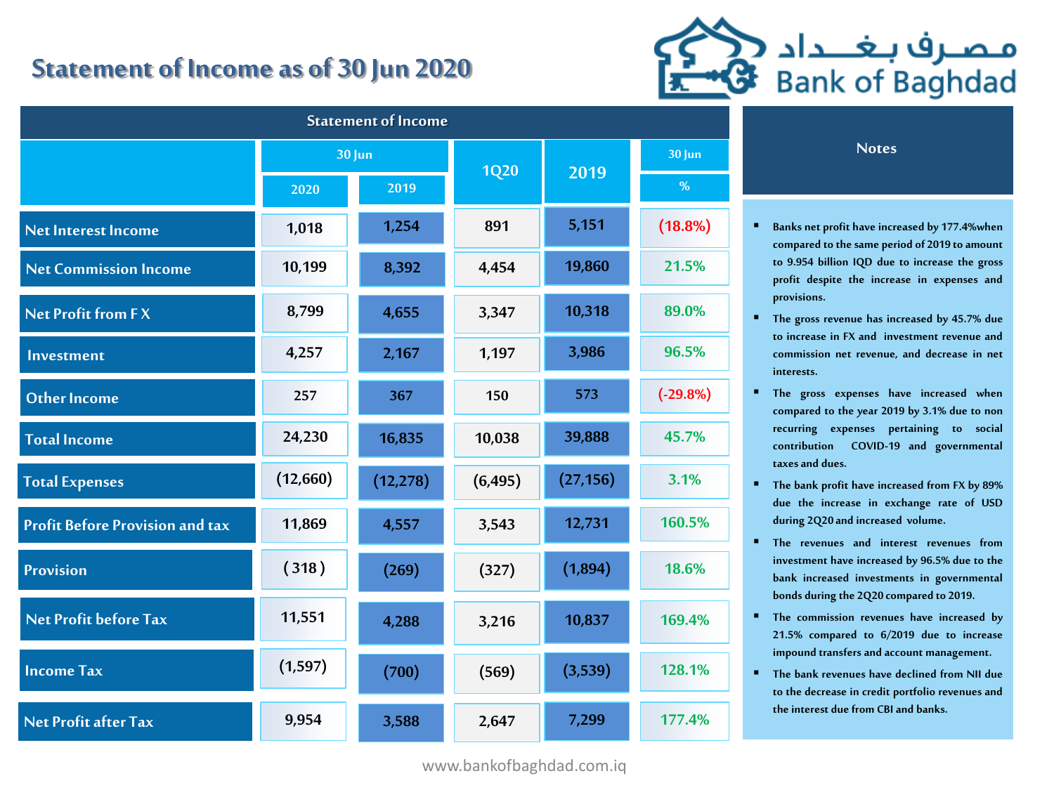# Statement of Income as of 30 Jun 2020

مصرف بغداد Bank of Baghdad

| Statement of Income | 30 Jun | | 1Q20 | 2019 | 30 Jun |
|---|---|---|---|---|---|
| | 2020 | 2019 | | | % |
| Net Interest Income | 1,018 | 1,254 | 891 | 5,151 | (18.8%) |
| Net Commission Income | 10,199 | 8,392 | 4,454 | 19,860 | 21.5% |
| Net Profit from F X | 8,799 | 4,655 | 3,347 | 10,318 | 89.0% |
| Investment | 4,257 | 2,167 | 1,197 | 3,986 | 96.5% |
| Other Income | 257 | 367 | 150 | 573 | (-29.8%) |
| Total Income | 24,230 | 16,835 | 10,038 | 39,888 | 45.7% |
| Total Expenses | (12,660) | (12,278) | (6,495) | (27,156) | 3.1% |
| Profit Before Provision and tax | 11,869 | 4,557 | 3,543 | 12,731 | 160.5% |
| Provision | ( 318 ) | (269) | (327) | (1,894) | 18.6% |
| Net Profit before Tax | 11,551 | 4,288 | 3,216 | 10,837 | 169.4% |
| Income Tax | (1,597) | (700) | (569) | (3,539) | 128.1% |
| Net Profit after Tax | 9,954 | 3,588 | 2,647 | 7,299 | 177.4% |

## Notes

- Banks net profit have increased by 177.4%when compared to the same period of 2019 to amount to 9.954 billion IQD due to increase the gross profit despite the increase in expenses and provisions.
- The gross revenue has increased by 45.7% due to increase in FX and investment revenue and commission net revenue, and decrease in net interests.
- The gross expenses have increased when compared to the year 2019 by 3.1% due to non recurring expenses pertaining to social contribution COVID-19 and governmental taxes and dues.
- The bank profit have increased from FX by 89% due the increase in exchange rate of USD during 2Q20 and increased volume.
- The revenues and interest revenues from investment have increased by 96.5% due to the bank increased investments in governmental bonds during the 2Q20 compared to 2019.
- The commission revenues have increased by 21.5% compared to 6/2019 due to increase impound transfers and account management.
- The bank revenues have declined from NII due to the decrease in credit portfolio revenues and the interest due from CBI and banks.

www.bankofbaghdad.com.iq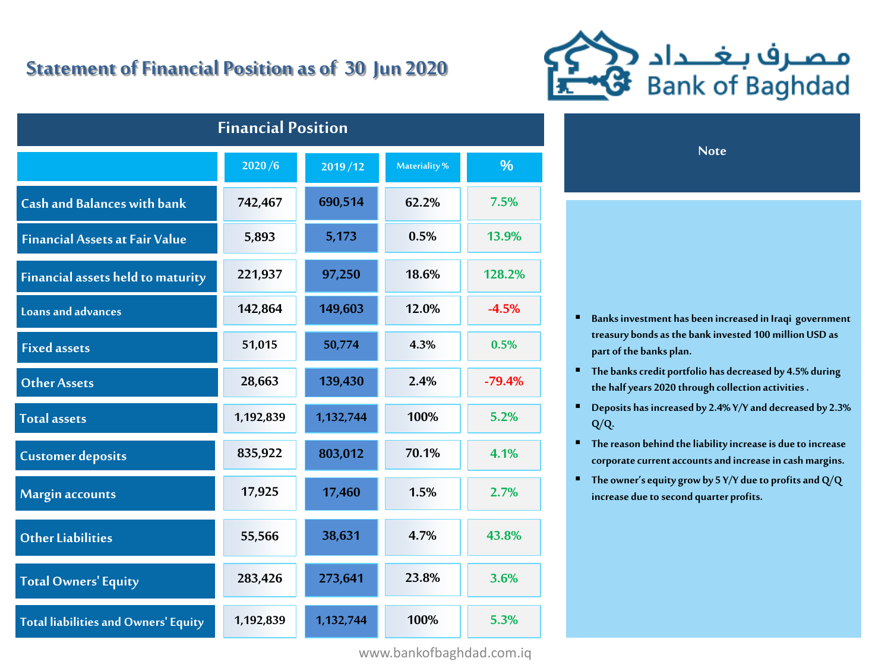# Statement of Financial Position as of 30 Jun 2020

مصرف بغداد Bank of Baghdad

## Financial Position

| | 2020 /6 | 2019 /12 | Materiality % | % |
|---|---|---|---|---|
| Cash and Balances with bank | 742,467 | 690,514 | 62.2% | 7.5% |
| Financial Assets at Fair Value | 5,893 | 5,173 | 0.5% | 13.9% |
| Financial assets held to maturity | 221,937 | 97,250 | 18.6% | 128.2% |
| Loans and advances | 142,864 | 149,603 | 12.0% | -4.5% |
| Fixed assets | 51,015 | 50,774 | 4.3% | 0.5% |
| Other Assets | 28,663 | 139,430 | 2.4% | -79.4% |
| Total assets | 1,192,839 | 1,132,744 | 100% | 5.2% |
| Customer deposits | 835,922 | 803,012 | 70.1% | 4.1% |
| Margin accounts | 17,925 | 17,460 | 1.5% | 2.7% |
| Other Liabilities | 55,566 | 38,631 | 4.7% | 43.8% |
| Total Owners' Equity | 283,426 | 273,641 | 23.8% | 3.6% |
| Total liabilities and Owners' Equity | 1,192,839 | 1,132,744 | 100% | 5.3% |

## Note

- Banks investment has been increased in Iraqi government treasury bonds as the bank invested 100 million USD as part of the banks plan.
- The banks credit portfolio has decreased by 4.5% during the half years 2020 through collection activities .
- Deposits has increased by 2.4% Y/Y and decreased by 2.3% Q/Q.
- The reason behind the liability increase is due to increase corporate current accounts and increase in cash margins.
- The owner's equity grow by 5 Y/Y due to profits and Q/Q increase due to second quarter profits.

www.bankofbaghdad.com.iq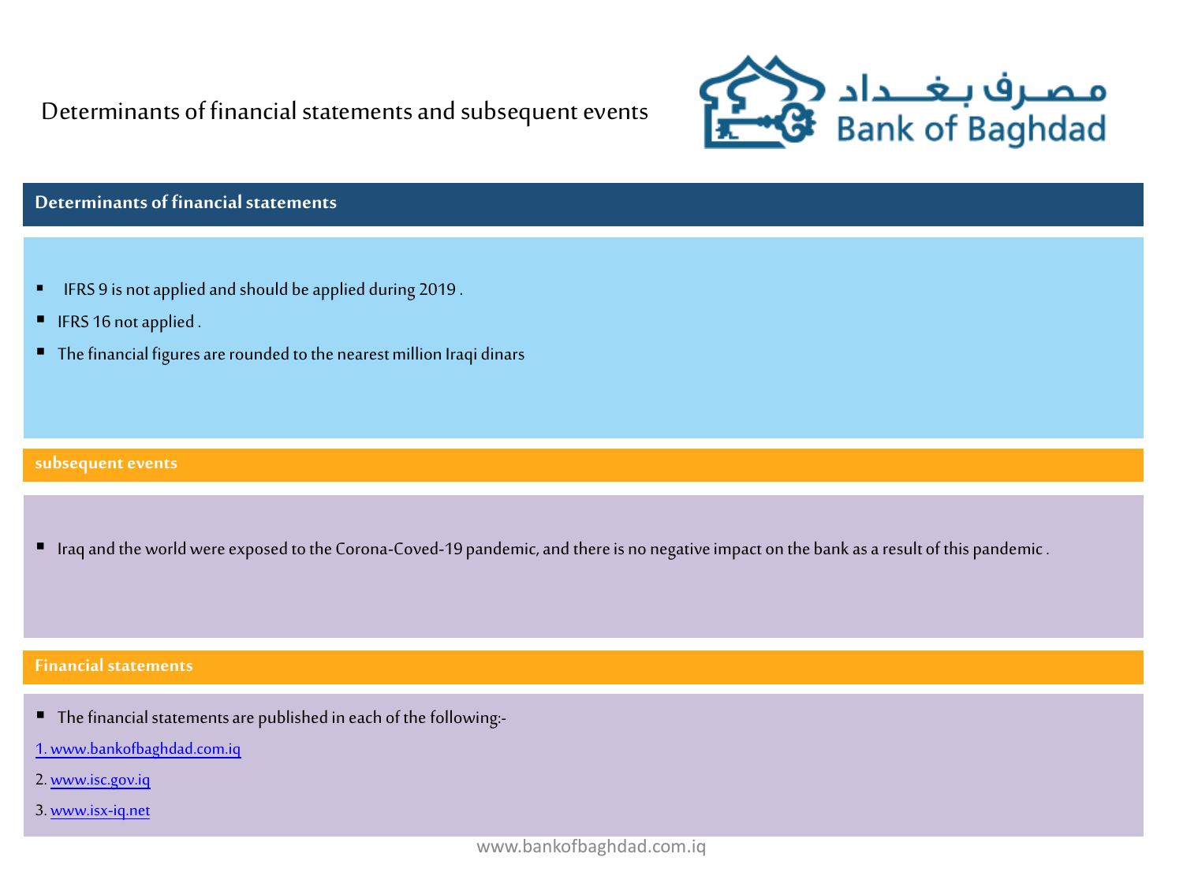# Determinants of financial statements and subsequent events

## Determinants of financial statements

- IFRS 9 is not applied and should be applied during 2019 .
- IFRS 16 not applied .
- The financial figures are rounded to the nearest million Iraqi dinars

## subsequent events

- Iraq and the world were exposed to the Corona-Coved-19 pandemic, and there is no negative impact on the bank as a result of this pandemic .

## Financial statements

- The financial statements are published in each of the following:-

1. www.bankofbaghdad.com.iq
2. www.isc.gov.iq
3. www.isx-iq.net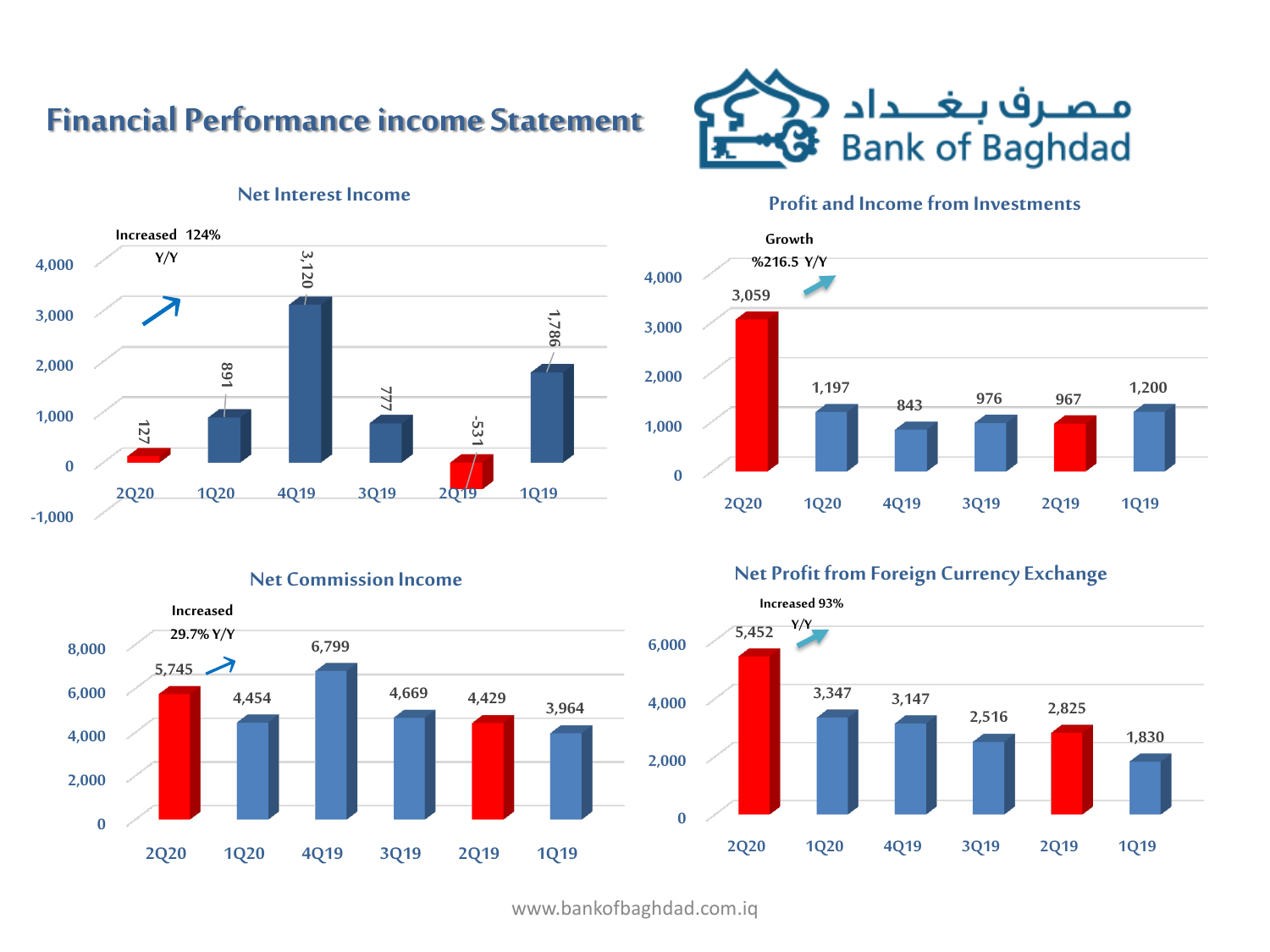# Financial Performance income Statement

مصرف بغداد
Bank of Baghdad

## Net Interest Income

Increased 124% Y/Y

| 2Q20 | 1Q20 | 4Q19 | 3Q19 | 2Q19 | 1Q19 |
|---|---|---|---|---|---|
| 127 | 891 | 3,120 | 777 | -531 | 1,786 |

## Profit and Income from Investments

Growth %216.5 Y/Y

| 2Q20 | 1Q20 | 4Q19 | 3Q19 | 2Q19 | 1Q19 |
|---|---|---|---|---|---|
| 3,059 | 1,197 | 843 | 976 | 967 | 1,200 |

## Net Commission Income

Increased 29.7% Y/Y

| 2Q20 | 1Q20 | 4Q19 | 3Q19 | 2Q19 | 1Q19 |
|---|---|---|---|---|---|
| 5,745 | 4,454 | 6,799 | 4,669 | 4,429 | 3,964 |

## Net Profit from Foreign Currency Exchange

Increased 93% Y/Y

| 2Q20 | 1Q20 | 4Q19 | 3Q19 | 2Q19 | 1Q19 |
|---|---|---|---|---|---|
| 5,452 | 3,347 | 3,147 | 2,516 | 2,825 | 1,830 |

www.bankofbaghdad.com.iq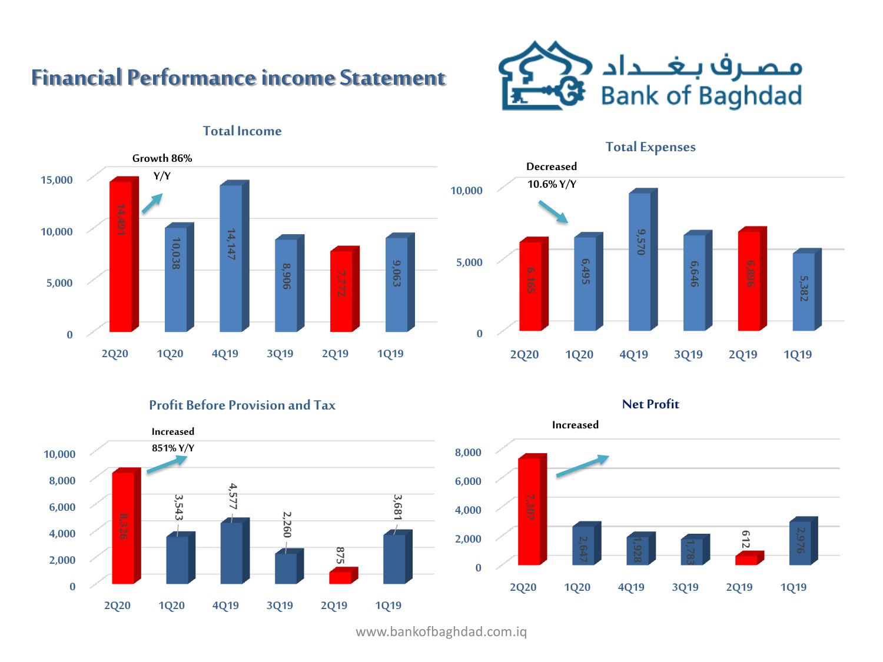# Financial Performance income Statement

مصـرف بغـــداد
Bank of Baghdad

## Total Income

Growth 86% Y/Y

| 2Q20 | 1Q20 | 4Q19 | 3Q19 | 2Q19 | 1Q19 |
|---|---|---|---|---|---|
| 14,491 | 10,038 | 14,147 | 8,906 | 7,772 | 9,063 |

## Total Expenses

Decreased 10.6% Y/Y

| 2Q20 | 1Q20 | 4Q19 | 3Q19 | 2Q19 | 1Q19 |
|---|---|---|---|---|---|
| 6,165 | 6,495 | 9,570 | 6,646 | 6,896 | 5,382 |

## Profit Before Provision and Tax

Increased 851% Y/Y

| 2Q20 | 1Q20 | 4Q19 | 3Q19 | 2Q19 | 1Q19 |
|---|---|---|---|---|---|
| 8,326 | 3,543 | 4,577 | 2,260 | 875 | 3,681 |

## Net Profit

Increased

| 2Q20 | 1Q20 | 4Q19 | 3Q19 | 2Q19 | 1Q19 |
|---|---|---|---|---|---|
| 7,307 | 2,647 | 1,928 | 1,783 | 612 | 2,976 |

www.bankofbaghdad.com.iq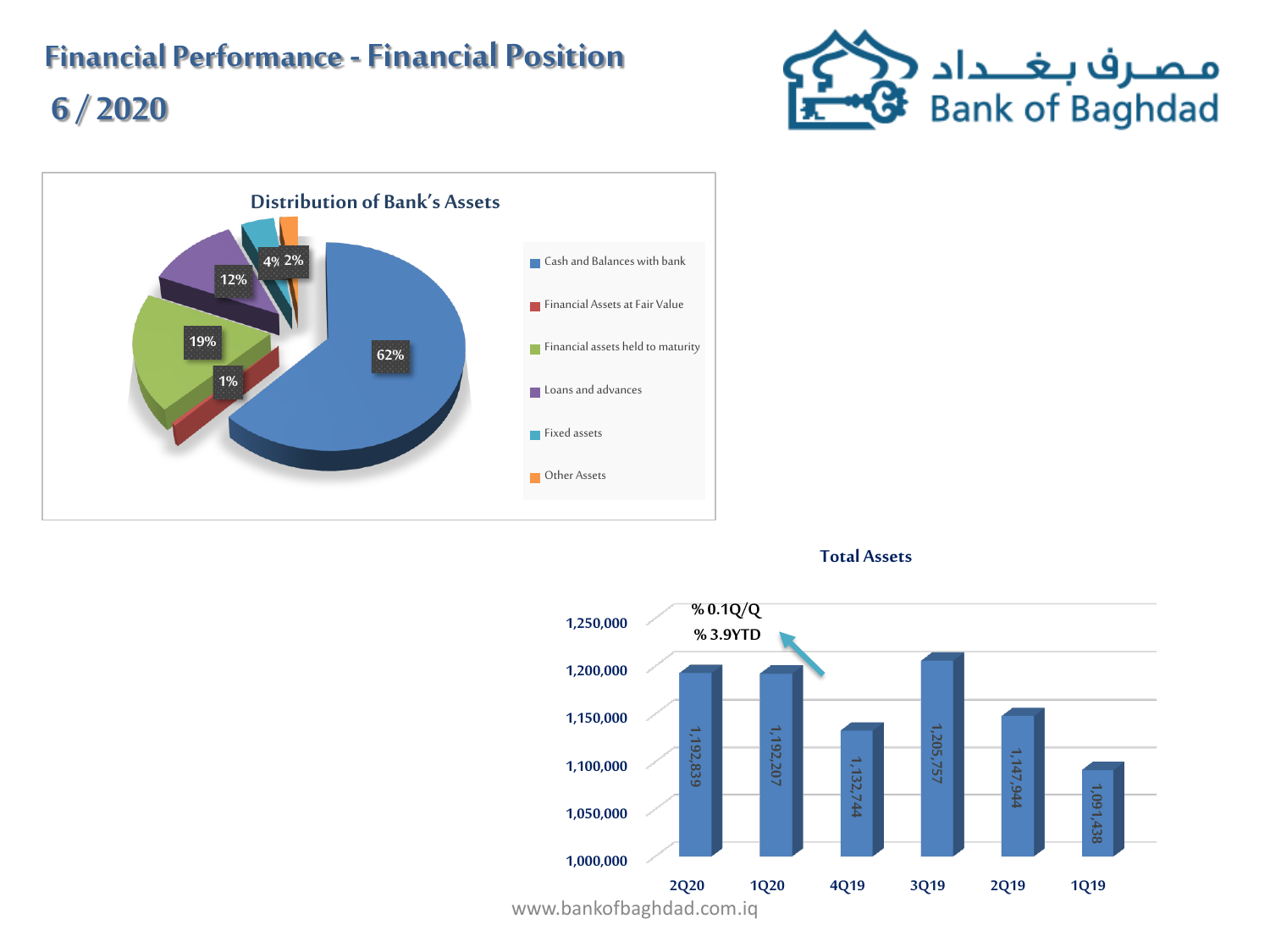# Financial Performance - Financial Position

## 6 / 2020

مصرف بغداد
Bank of Baghdad

### Distribution of Bank's Assets

| Asset | Share |
|---|---|
| Cash and Balances with bank | 62% |
| Financial Assets at Fair Value | 1% |
| Financial assets held to maturity | 19% |
| Loans and advances | 12% |
| Fixed assets | 4% |
| Other Assets | 2% |

### Total Assets

% 0.1Q/Q

% 3.9YTD

| Quarter | Total Assets |
|---|---|
| 2Q20 | 1,192,839 |
| 1Q20 | 1,192,207 |
| 4Q19 | 1,132,744 |
| 3Q19 | 1,205,757 |
| 2Q19 | 1,147,944 |
| 1Q19 | 1,091,438 |

www.bankofbaghdad.com.iq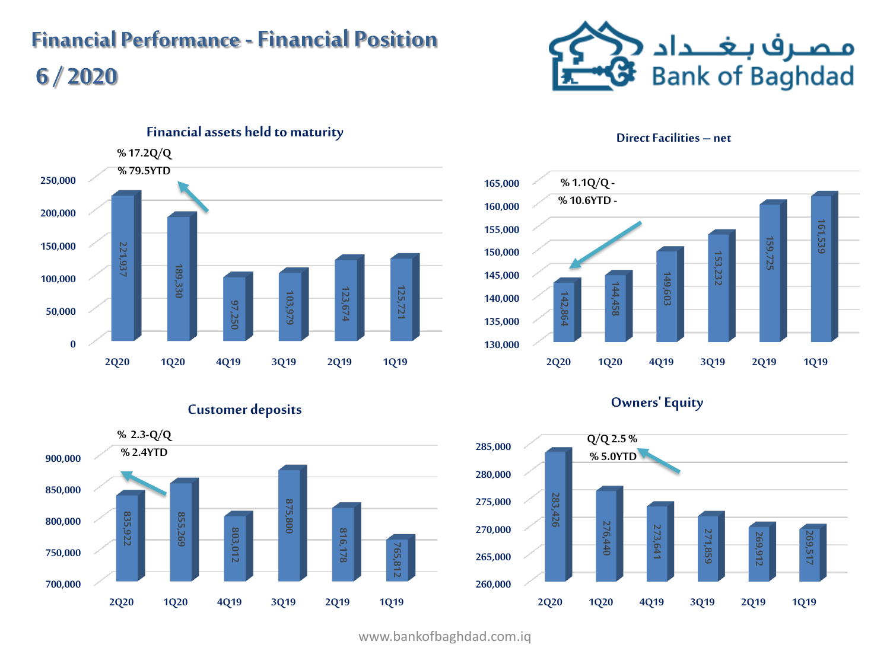# Financial Performance - Financial Position 6 / 2020

مصرف بغداد
Bank of Baghdad

## Financial assets held to maturity

% 17.2Q/Q
% 79.5YTD

250,000
200,000
150,000
100,000
50,000
0

221,937
189,330
97,250
103,979
123,674
125,721

2Q20 1Q20 4Q19 3Q19 2Q19 1Q19

## Direct Facilities – net

% 1.1Q/Q -
% 10.6YTD -

165,000
160,000
155,000
150,000
145,000
140,000
135,000
130,000

142,864
144,458
149,603
153,232
159,725
161,539

2Q20 1Q20 4Q19 3Q19 2Q19 1Q19

## Customer deposits

% 2.3-Q/Q
% 2.4YTD

900,000
850,000
800,000
750,000
700,000

835,922
855,269
803,012
875,800
816,178
765,812

2Q20 1Q20 4Q19 3Q19 2Q19 1Q19

## Owners' Equity

Q/Q 2.5 %
% 5.0YTD

285,000
280,000
275,000
270,000
265,000
260,000

283,426
276,440
273,641
271,859
269,912
269,517

2Q20 1Q20 4Q19 3Q19 2Q19 1Q19

www.bankofbaghdad.com.iq